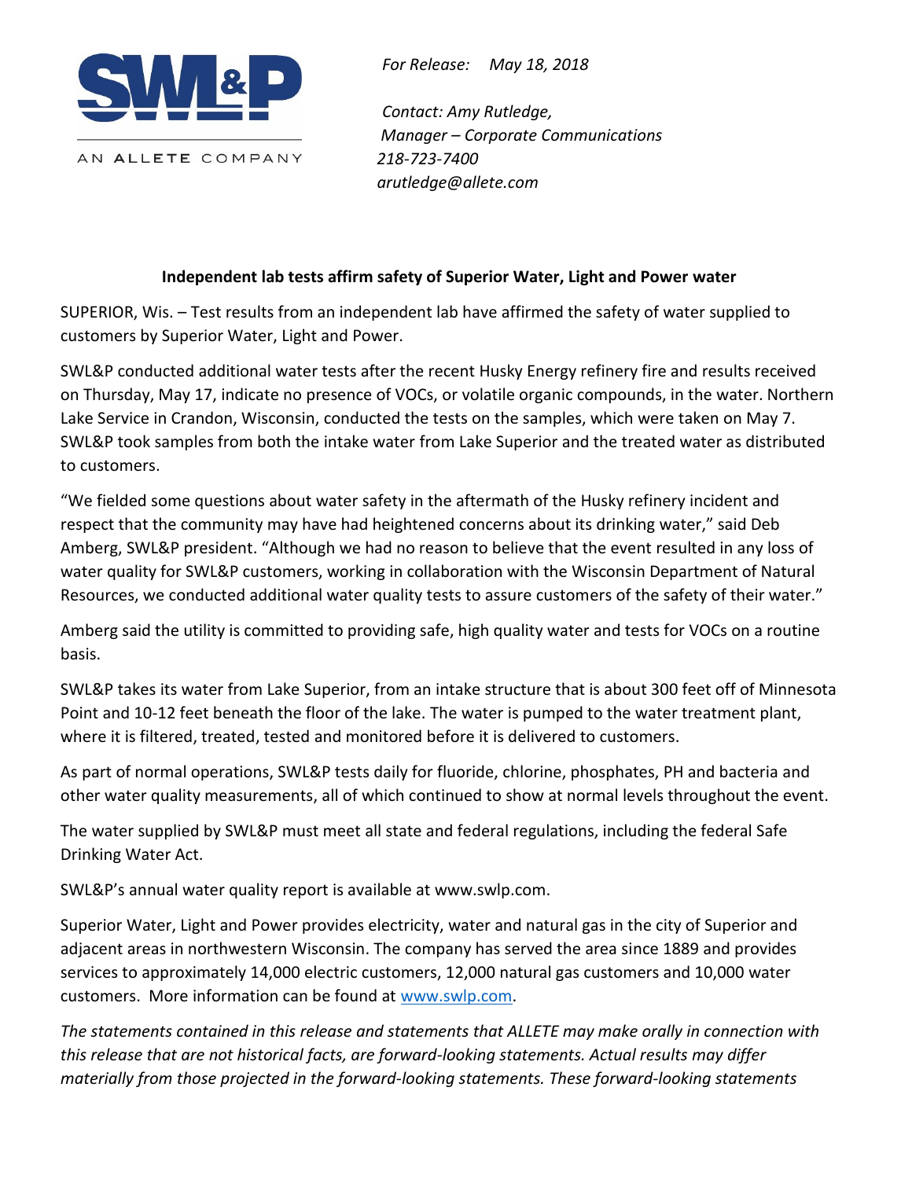SW&P

AN ALLETE COMPANY

*For Release: May 18, 2018*

*Contact: Amy Rutledge,*
*Manager – Corporate Communications*
*218-723-7400*
*arutledge@allete.com*

**Independent lab tests affirm safety of Superior Water, Light and Power water**

SUPERIOR, Wis. – Test results from an independent lab have affirmed the safety of water supplied to customers by Superior Water, Light and Power.

SWL&P conducted additional water tests after the recent Husky Energy refinery fire and results received on Thursday, May 17, indicate no presence of VOCs, or volatile organic compounds, in the water. Northern Lake Service in Crandon, Wisconsin, conducted the tests on the samples, which were taken on May 7. SWL&P took samples from both the intake water from Lake Superior and the treated water as distributed to customers.

"We fielded some questions about water safety in the aftermath of the Husky refinery incident and respect that the community may have had heightened concerns about its drinking water," said Deb Amberg, SWL&P president. "Although we had no reason to believe that the event resulted in any loss of water quality for SWL&P customers, working in collaboration with the Wisconsin Department of Natural Resources, we conducted additional water quality tests to assure customers of the safety of their water."

Amberg said the utility is committed to providing safe, high quality water and tests for VOCs on a routine basis.

SWL&P takes its water from Lake Superior, from an intake structure that is about 300 feet off of Minnesota Point and 10-12 feet beneath the floor of the lake. The water is pumped to the water treatment plant, where it is filtered, treated, tested and monitored before it is delivered to customers.

As part of normal operations, SWL&P tests daily for fluoride, chlorine, phosphates, PH and bacteria and other water quality measurements, all of which continued to show at normal levels throughout the event.

The water supplied by SWL&P must meet all state and federal regulations, including the federal Safe Drinking Water Act.

SWL&P's annual water quality report is available at www.swlp.com.

Superior Water, Light and Power provides electricity, water and natural gas in the city of Superior and adjacent areas in northwestern Wisconsin. The company has served the area since 1889 and provides services to approximately 14,000 electric customers, 12,000 natural gas customers and 10,000 water customers. More information can be found at www.swlp.com.

*The statements contained in this release and statements that ALLETE may make orally in connection with this release that are not historical facts, are forward-looking statements. Actual results may differ materially from those projected in the forward-looking statements. These forward-looking statements*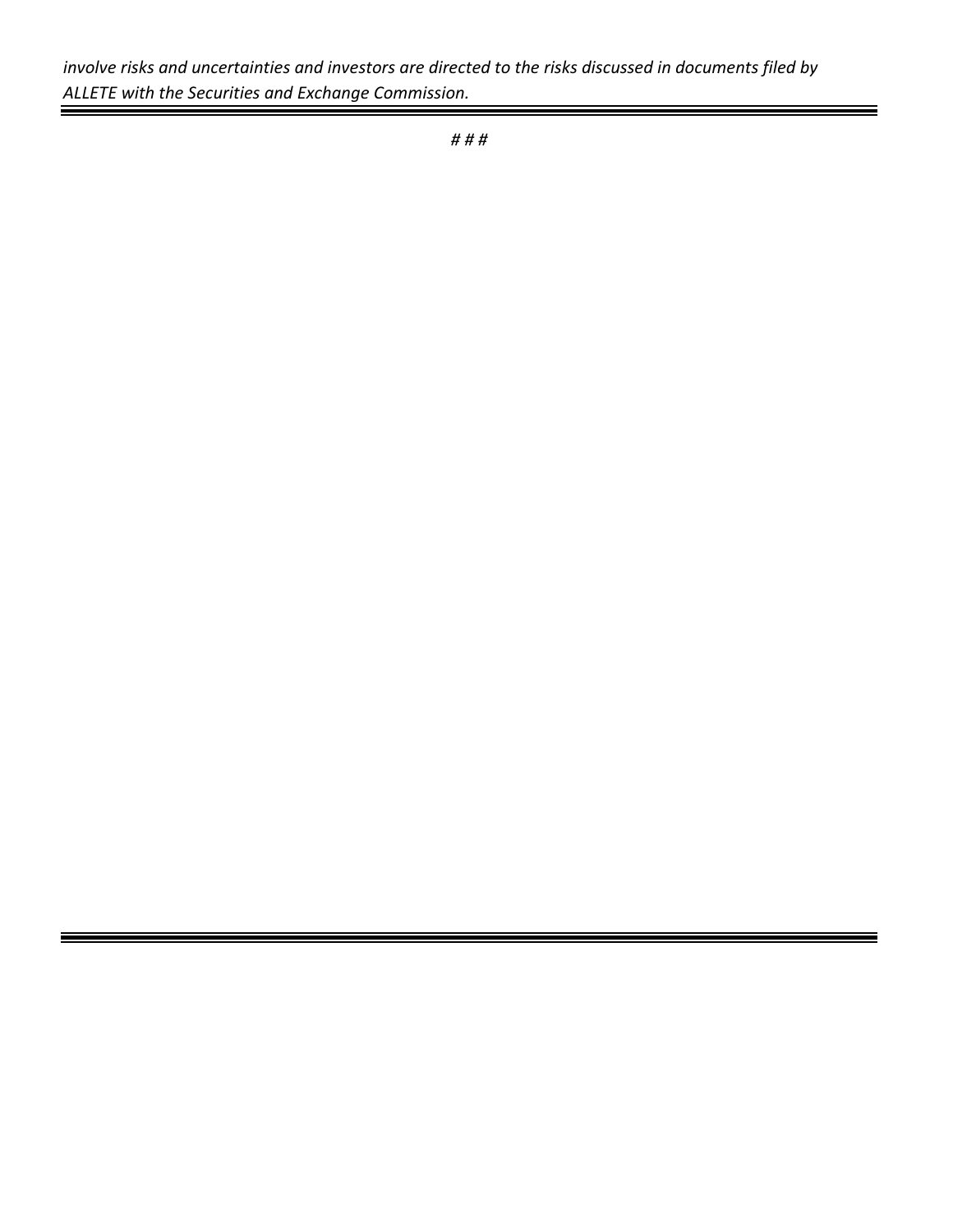*involve risks and uncertainties and investors are directed to the risks discussed in documents filed by ALLETE with the Securities and Exchange Commission.*

*# # #*